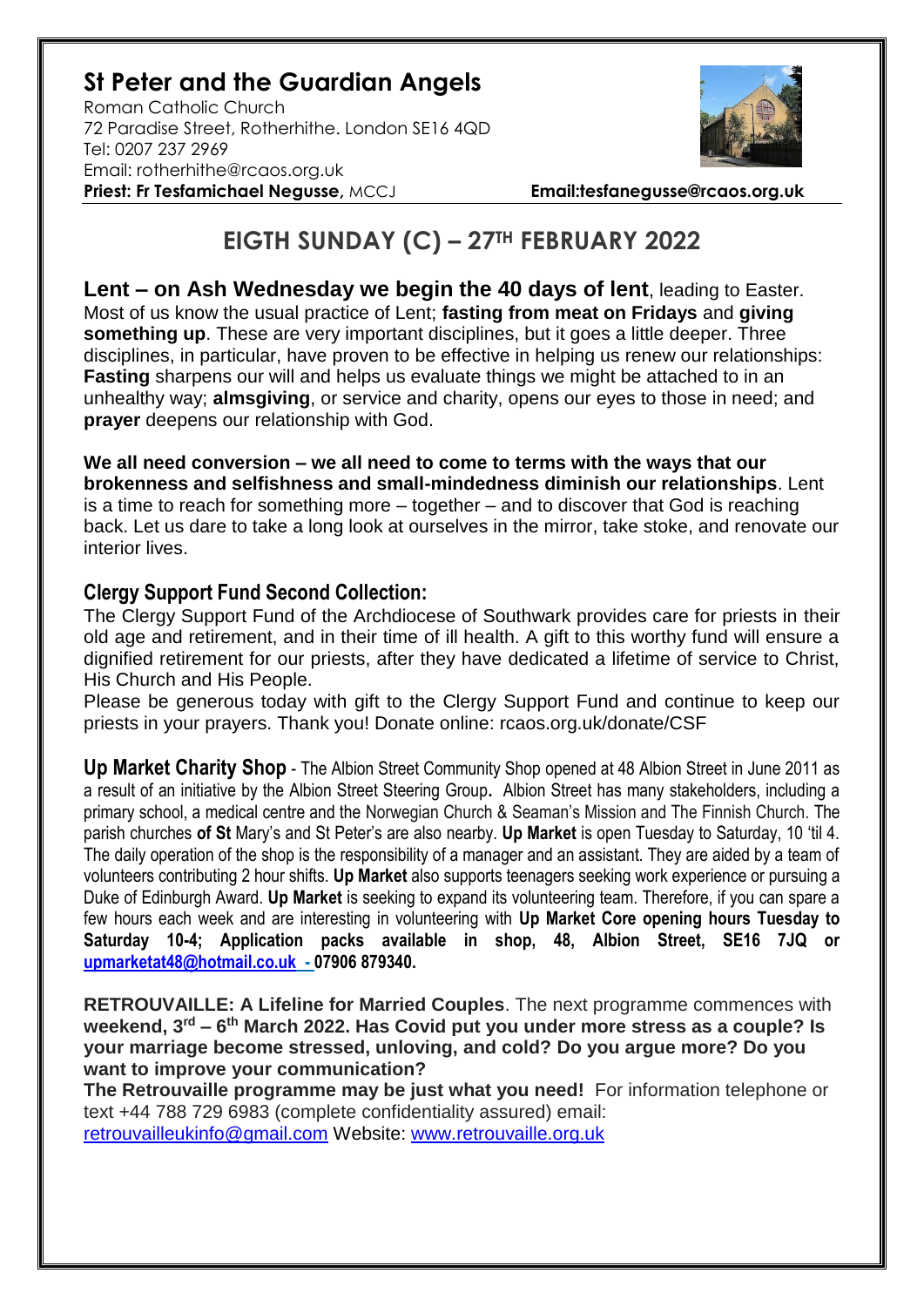# St Peter and the Guardian Angels

Roman Catholic Church
72 Paradise Street, Rotherhithe. London SE16 4QD
Tel: 0207 237 2969
Email: rotherhithe@rcaos.org.uk
**Priest: Fr Tesfamichael Negusse,** MCCJ **Email:tesfanegusse@rcaos.org.uk**

## EIGTH SUNDAY (C) – 27TH FEBRUARY 2022

**Lent – on Ash Wednesday we begin the 40 days of lent**, leading to Easter. Most of us know the usual practice of Lent; **fasting from meat on Fridays** and **giving something up**. These are very important disciplines, but it goes a little deeper. Three disciplines, in particular, have proven to be effective in helping us renew our relationships: **Fasting** sharpens our will and helps us evaluate things we might be attached to in an unhealthy way; **almsgiving**, or service and charity, opens our eyes to those in need; and **prayer** deepens our relationship with God.

**We all need conversion – we all need to come to terms with the ways that our brokenness and selfishness and small-mindedness diminish our relationships**. Lent is a time to reach for something more – together – and to discover that God is reaching back. Let us dare to take a long look at ourselves in the mirror, take stoke, and renovate our interior lives.

### Clergy Support Fund Second Collection:

The Clergy Support Fund of the Archdiocese of Southwark provides care for priests in their old age and retirement, and in their time of ill health. A gift to this worthy fund will ensure a dignified retirement for our priests, after they have dedicated a lifetime of service to Christ, His Church and His People.

Please be generous today with gift to the Clergy Support Fund and continue to keep our priests in your prayers. Thank you! Donate online: rcaos.org.uk/donate/CSF

**Up Market Charity Shop** - The Albion Street Community Shop opened at 48 Albion Street in June 2011 as a result of an initiative by the Albion Street Steering Group**.** Albion Street has many stakeholders, including a primary school, a medical centre and the Norwegian Church & Seaman's Mission and The Finnish Church. The parish churches **of St** Mary's and St Peter's are also nearby. **Up Market** is open Tuesday to Saturday, 10 'til 4. The daily operation of the shop is the responsibility of a manager and an assistant. They are aided by a team of volunteers contributing 2 hour shifts. **Up Market** also supports teenagers seeking work experience or pursuing a Duke of Edinburgh Award. **Up Market** is seeking to expand its volunteering team. Therefore, if you can spare a few hours each week and are interesting in volunteering with **Up Market Core opening hours Tuesday to Saturday 10-4; Application packs available in shop, 48, Albion Street, SE16 7JQ or upmarketat48@hotmail.co.uk - 07906 879340.**

**RETROUVAILLE: A Lifeline for Married Couples**. The next programme commences with **weekend, 3rd – 6th March 2022. Has Covid put you under more stress as a couple? Is your marriage become stressed, unloving, and cold? Do you argue more? Do you want to improve your communication?**

**The Retrouvaille programme may be just what you need!** For information telephone or text +44 788 729 6983 (complete confidentiality assured) email: retrouvailleukinfo@gmail.com Website: www.retrouvaille.org.uk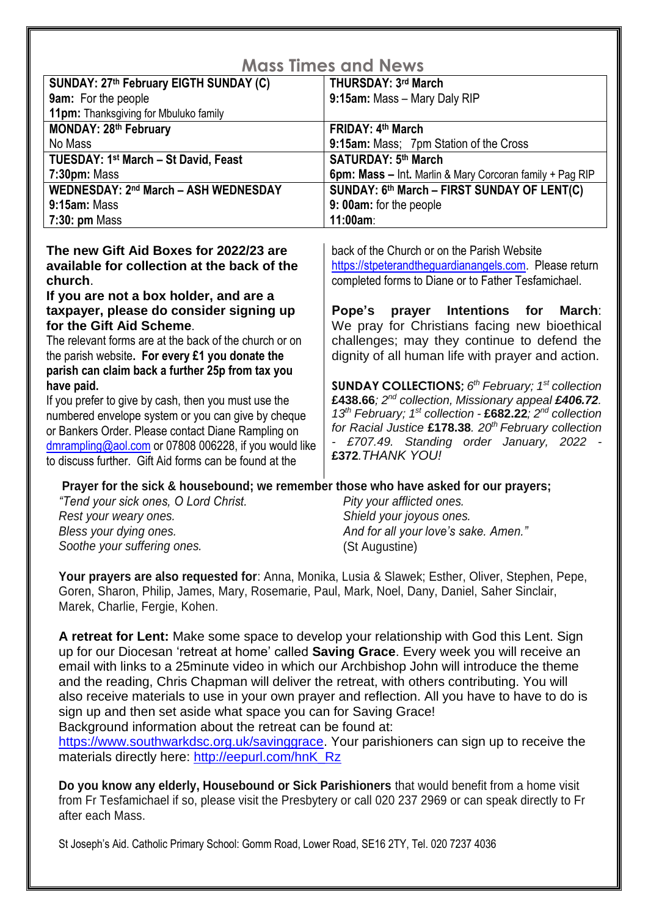## Mass Times and News

| | |
|---|---|
| **SUNDAY: 27th February EIGTH SUNDAY (C)** | **THURSDAY: 3rd March** |
| **9am:** For the people | **9:15am:** Mass – Mary Daly RIP |
| **11pm:** Thanksgiving for Mbuluko family | |
| **MONDAY: 28th February** | **FRIDAY: 4th March** |
| No Mass | **9:15am:** Mass; 7pm Station of the Cross |
| **TUESDAY: 1st March – St David, Feast** | **SATURDAY: 5th March** |
| **7:30pm:** Mass | **6pm: Mass –** Int**.** Marlin & Mary Corcoran family + Pag RIP |
| **WEDNESDAY: 2nd March – ASH WEDNESDAY** | **SUNDAY: 6th March – FIRST SUNDAY OF LENT(C)** |
| **9:15am:** Mass | **9: 00am:** for the people |
| **7:30: pm** Mass | **11:00am**: |

**The new Gift Aid Boxes for 2022/23 are available for collection at the back of the church**.

**If you are not a box holder, and are a taxpayer, please do consider signing up for the Gift Aid Scheme**.

The relevant forms are at the back of the church or on the parish website**. For every £1 you donate the parish can claim back a further 25p from tax you have paid.**

If you prefer to give by cash, then you must use the numbered envelope system or you can give by cheque or Bankers Order. Please contact Diane Rampling on dmrampling@aol.com or 07808 006228, if you would like to discuss further. Gift Aid forms can be found at the back of the Church or on the Parish Website https://stpeterandtheguardianangels.com. Please return completed forms to Diane or to Father Tesfamichael.

**Pope's prayer Intentions for March**: We pray for Christians facing new bioethical challenges; may they continue to defend the dignity of all human life with prayer and action.

**SUNDAY COLLECTIONS***; 6th February; 1st collection* **£438.66***; 2nd collection, Missionary appeal* ***£406.72****. 13th February; 1st collection -* **£682.22***; 2nd collection for Racial Justice* **£178.38***. 20th February collection - £707.49. Standing order January, 2022 -* **£372***.THANK YOU!*

**Prayer for the sick & housebound; we remember those who have asked for our prayers;**

*"Tend your sick ones, O Lord Christ.*
*Rest your weary ones.*
*Bless your dying ones.*
*Soothe your suffering ones.*
*Pity your afflicted ones.*
*Shield your joyous ones.*
*And for all your love's sake. Amen."*
(St Augustine)

**Your prayers are also requested for**: Anna, Monika, Lusia & Slawek; Esther, Oliver, Stephen, Pepe, Goren, Sharon, Philip, James, Mary, Rosemarie, Paul, Mark, Noel, Dany, Daniel, Saher Sinclair, Marek, Charlie, Fergie, Kohen.

**A retreat for Lent:** Make some space to develop your relationship with God this Lent. Sign up for our Diocesan 'retreat at home' called **Saving Grace**. Every week you will receive an email with links to a 25minute video in which our Archbishop John will introduce the theme and the reading, Chris Chapman will deliver the retreat, with others contributing. You will also receive materials to use in your own prayer and reflection. All you have to have to do is sign up and then set aside what space you can for Saving Grace!
Background information about the retreat can be found at:
https://www.southwarkdsc.org.uk/savinggrace. Your parishioners can sign up to receive the materials directly here: http://eepurl.com/hnK_Rz

**Do you know any elderly, Housebound or Sick Parishioners** that would benefit from a home visit from Fr Tesfamichael if so, please visit the Presbytery or call 020 237 2969 or can speak directly to Fr after each Mass.

St Joseph's Aid. Catholic Primary School: Gomm Road, Lower Road, SE16 2TY, Tel. 020 7237 4036